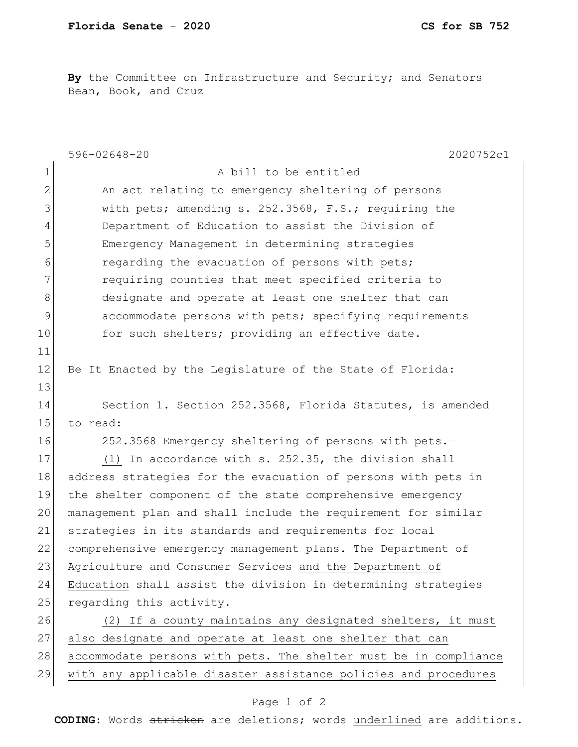**By** the Committee on Infrastructure and Security; and Senators Bean, Book, and Cruz

596-02648-20 2020752c1

A bill to be entitled

An act relating to emergency sheltering of persons with pets; amending s. 252.3568, F.S.; requiring the Department of Education to assist the Division of Emergency Management in determining strategies regarding the evacuation of persons with pets; requiring counties that meet specified criteria to designate and operate at least one shelter that can accommodate persons with pets; specifying requirements for such shelters; providing an effective date.

Be It Enacted by the Legislature of the State of Florida:

Section 1. Section 252.3568, Florida Statutes, is amended to read:

252.3568 Emergency sheltering of persons with pets.—

<u>(1)</u> In accordance with s. 252.35, the division shall address strategies for the evacuation of persons with pets in the shelter component of the state comprehensive emergency management plan and shall include the requirement for similar strategies in its standards and requirements for local comprehensive emergency management plans. The Department of Agriculture and Consumer Services <u>and the Department of Education</u> shall assist the division in determining strategies regarding this activity.

<u>(2) If a county maintains any designated shelters, it must also designate and operate at least one shelter that can accommodate persons with pets. The shelter must be in compliance with any applicable disaster assistance policies and procedures</u>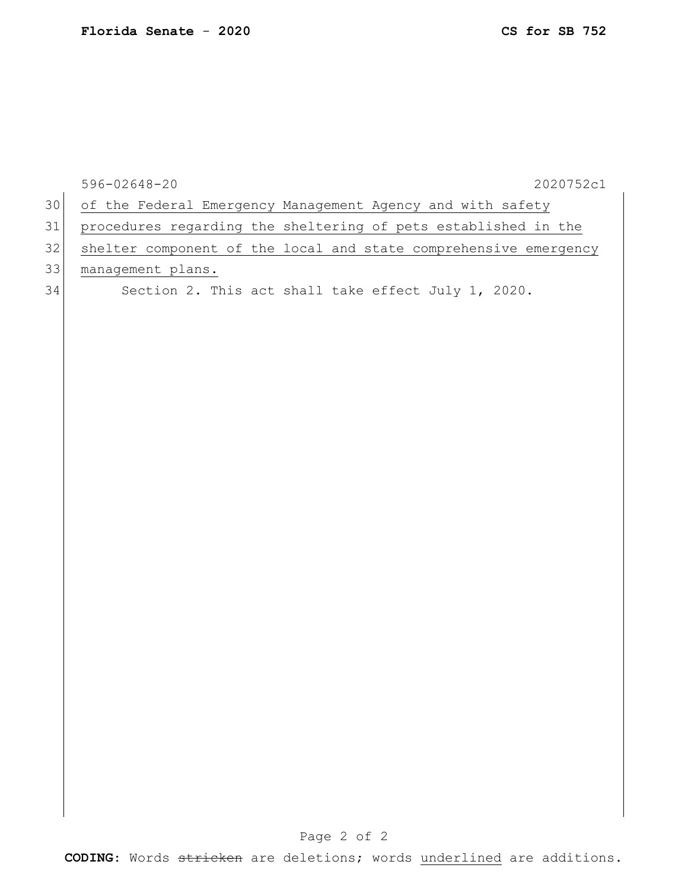596-02648-20 2020752c1

30 of the Federal Emergency Management Agency and with safety
31 procedures regarding the sheltering of pets established in the
32 shelter component of the local and state comprehensive emergency
33 management plans.
34 Section 2. This act shall take effect July 1, 2020.

**CODING:** Words ~~stricken~~ are deletions; words underlined are additions.